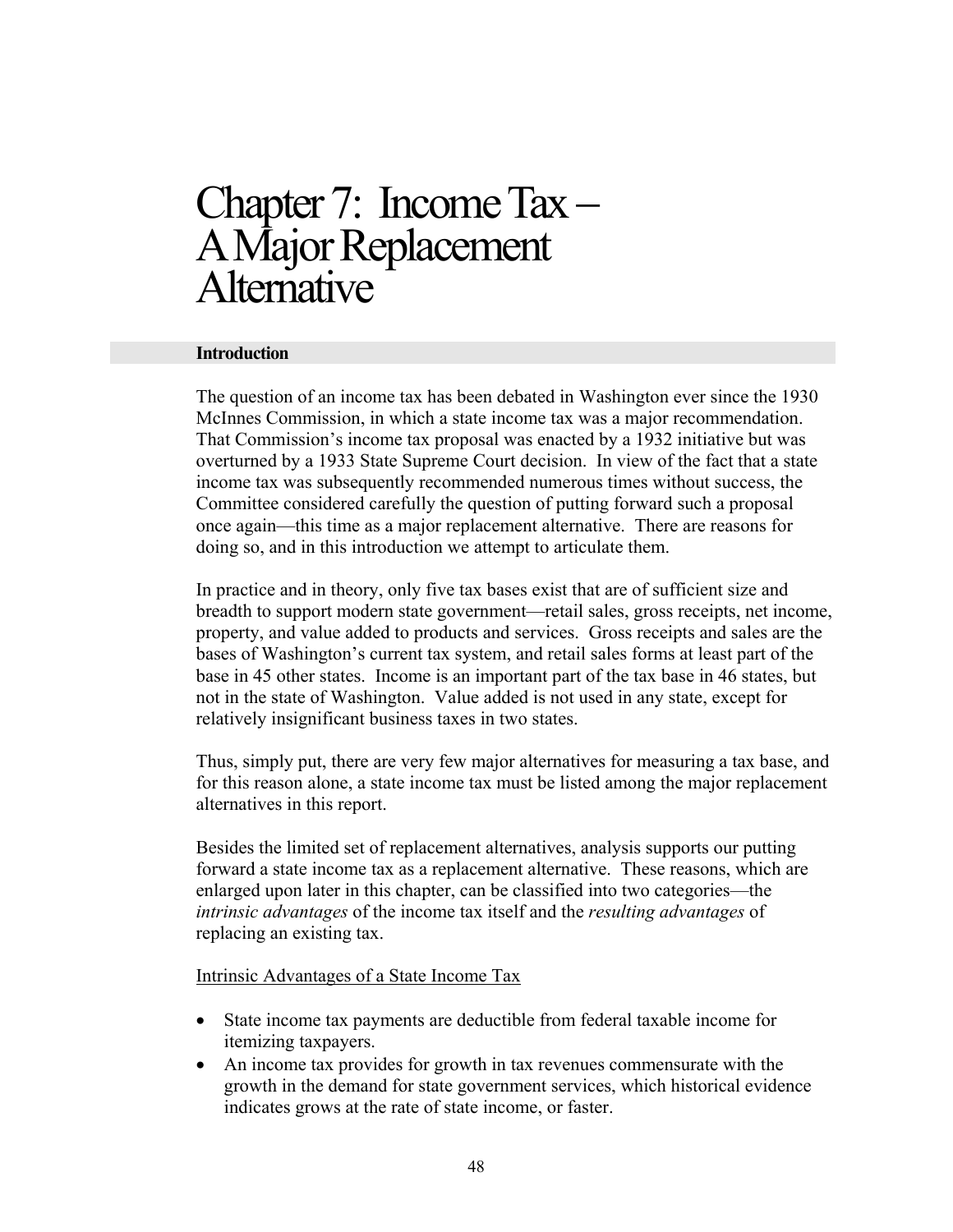# Chapter 7: Income Tax – A Major Replacement Alternative

## Introduction

The question of an income tax has been debated in Washington ever since the 1930 McInnes Commission, in which a state income tax was a major recommendation. That Commission's income tax proposal was enacted by a 1932 initiative but was overturned by a 1933 State Supreme Court decision. In view of the fact that a state income tax was subsequently recommended numerous times without success, the Committee considered carefully the question of putting forward such a proposal once again—this time as a major replacement alternative. There are reasons for doing so, and in this introduction we attempt to articulate them.

In practice and in theory, only five tax bases exist that are of sufficient size and breadth to support modern state government—retail sales, gross receipts, net income, property, and value added to products and services. Gross receipts and sales are the bases of Washington's current tax system, and retail sales forms at least part of the base in 45 other states. Income is an important part of the tax base in 46 states, but not in the state of Washington. Value added is not used in any state, except for relatively insignificant business taxes in two states.

Thus, simply put, there are very few major alternatives for measuring a tax base, and for this reason alone, a state income tax must be listed among the major replacement alternatives in this report.

Besides the limited set of replacement alternatives, analysis supports our putting forward a state income tax as a replacement alternative. These reasons, which are enlarged upon later in this chapter, can be classified into two categories—the *intrinsic advantages* of the income tax itself and the *resulting advantages* of replacing an existing tax.

Intrinsic Advantages of a State Income Tax

- State income tax payments are deductible from federal taxable income for itemizing taxpayers.
- An income tax provides for growth in tax revenues commensurate with the growth in the demand for state government services, which historical evidence indicates grows at the rate of state income, or faster.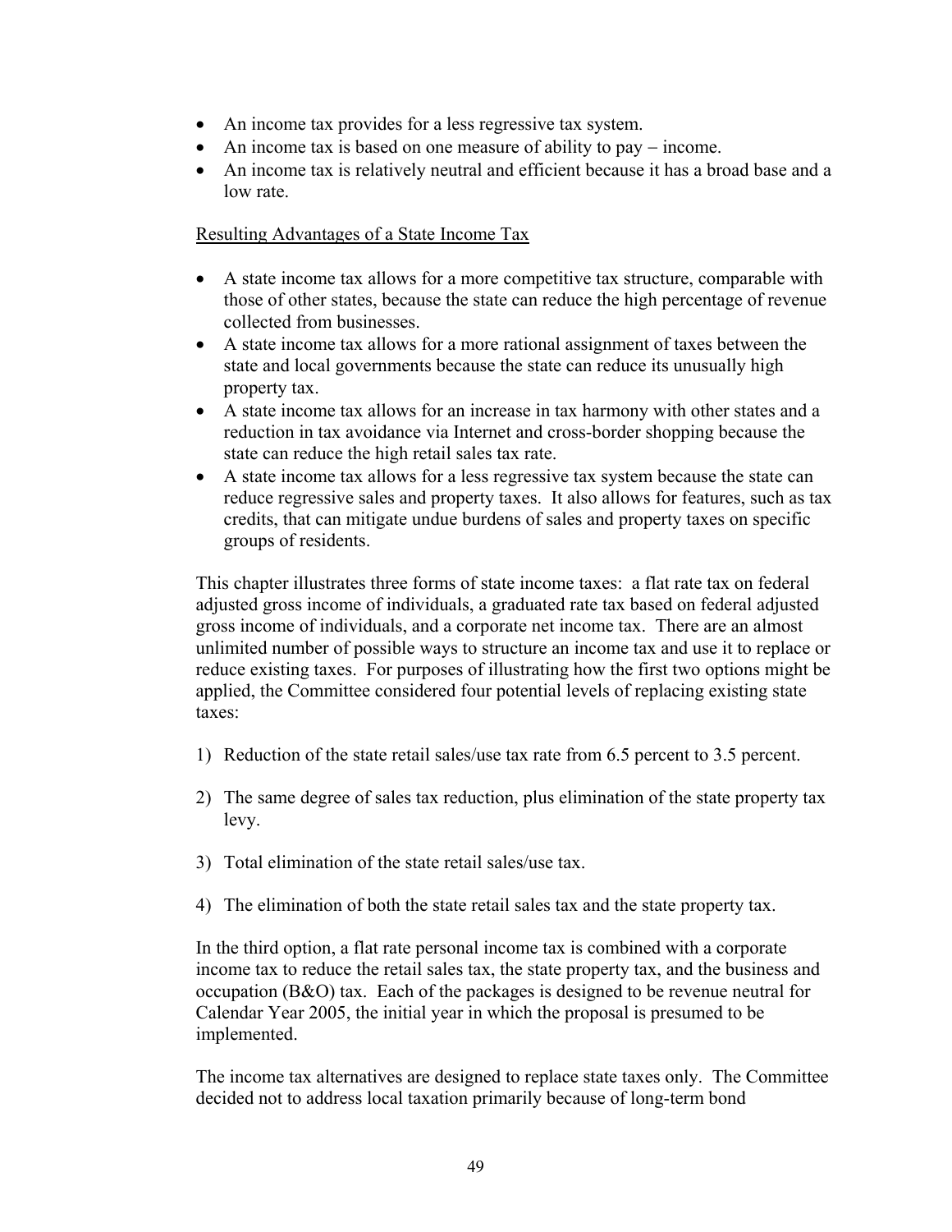- An income tax provides for a less regressive tax system.
- An income tax is based on one measure of ability to pay – income.
- An income tax is relatively neutral and efficient because it has a broad base and a low rate.

<u>Resulting Advantages of a State Income Tax</u>

- A state income tax allows for a more competitive tax structure, comparable with those of other states, because the state can reduce the high percentage of revenue collected from businesses.
- A state income tax allows for a more rational assignment of taxes between the state and local governments because the state can reduce its unusually high property tax.
- A state income tax allows for an increase in tax harmony with other states and a reduction in tax avoidance via Internet and cross-border shopping because the state can reduce the high retail sales tax rate.
- A state income tax allows for a less regressive tax system because the state can reduce regressive sales and property taxes. It also allows for features, such as tax credits, that can mitigate undue burdens of sales and property taxes on specific groups of residents.

This chapter illustrates three forms of state income taxes: a flat rate tax on federal adjusted gross income of individuals, a graduated rate tax based on federal adjusted gross income of individuals, and a corporate net income tax. There are an almost unlimited number of possible ways to structure an income tax and use it to replace or reduce existing taxes. For purposes of illustrating how the first two options might be applied, the Committee considered four potential levels of replacing existing state taxes:

1) Reduction of the state retail sales/use tax rate from 6.5 percent to 3.5 percent.

2) The same degree of sales tax reduction, plus elimination of the state property tax levy.

3) Total elimination of the state retail sales/use tax.

4) The elimination of both the state retail sales tax and the state property tax.

In the third option, a flat rate personal income tax is combined with a corporate income tax to reduce the retail sales tax, the state property tax, and the business and occupation (B&O) tax. Each of the packages is designed to be revenue neutral for Calendar Year 2005, the initial year in which the proposal is presumed to be implemented.

The income tax alternatives are designed to replace state taxes only. The Committee decided not to address local taxation primarily because of long-term bond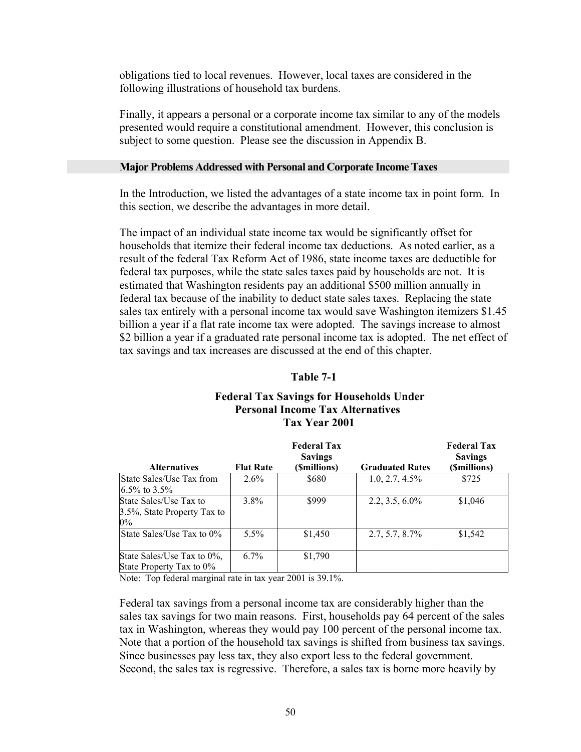obligations tied to local revenues. However, local taxes are considered in the following illustrations of household tax burdens.

Finally, it appears a personal or a corporate income tax similar to any of the models presented would require a constitutional amendment. However, this conclusion is subject to some question. Please see the discussion in Appendix B.

## Major Problems Addressed with Personal and Corporate Income Taxes

In the Introduction, we listed the advantages of a state income tax in point form. In this section, we describe the advantages in more detail.

The impact of an individual state income tax would be significantly offset for households that itemize their federal income tax deductions. As noted earlier, as a result of the federal Tax Reform Act of 1986, state income taxes are deductible for federal tax purposes, while the state sales taxes paid by households are not. It is estimated that Washington residents pay an additional $500 million annually in federal tax because of the inability to deduct state sales taxes. Replacing the state sales tax entirely with a personal income tax would save Washington itemizers $1.45 billion a year if a flat rate income tax were adopted. The savings increase to almost $2 billion a year if a graduated rate personal income tax is adopted. The net effect of tax savings and tax increases are discussed at the end of this chapter.

**Table 7-1**

**Federal Tax Savings for Households Under Personal Income Tax Alternatives Tax Year 2001**

| Alternatives | Flat Rate | Federal Tax Savings ($millions) | Graduated Rates | Federal Tax Savings ($millions) |
|---|---|---|---|---|
| State Sales/Use Tax from 6.5% to 3.5% | 2.6% | $680 | 1.0, 2.7, 4.5% | $725 |
| State Sales/Use Tax to 3.5%, State Property Tax to 0% | 3.8% | $999 | 2.2, 3.5, 6.0% | $1,046 |
| State Sales/Use Tax to 0% | 5.5% | $1,450 | 2.7, 5.7, 8.7% | $1,542 |
| State Sales/Use Tax to 0%, State Property Tax to 0% | 6.7% | $1,790 | | |

Note: Top federal marginal rate in tax year 2001 is 39.1%.

Federal tax savings from a personal income tax are considerably higher than the sales tax savings for two main reasons. First, households pay 64 percent of the sales tax in Washington, whereas they would pay 100 percent of the personal income tax. Note that a portion of the household tax savings is shifted from business tax savings. Since businesses pay less tax, they also export less to the federal government. Second, the sales tax is regressive. Therefore, a sales tax is borne more heavily by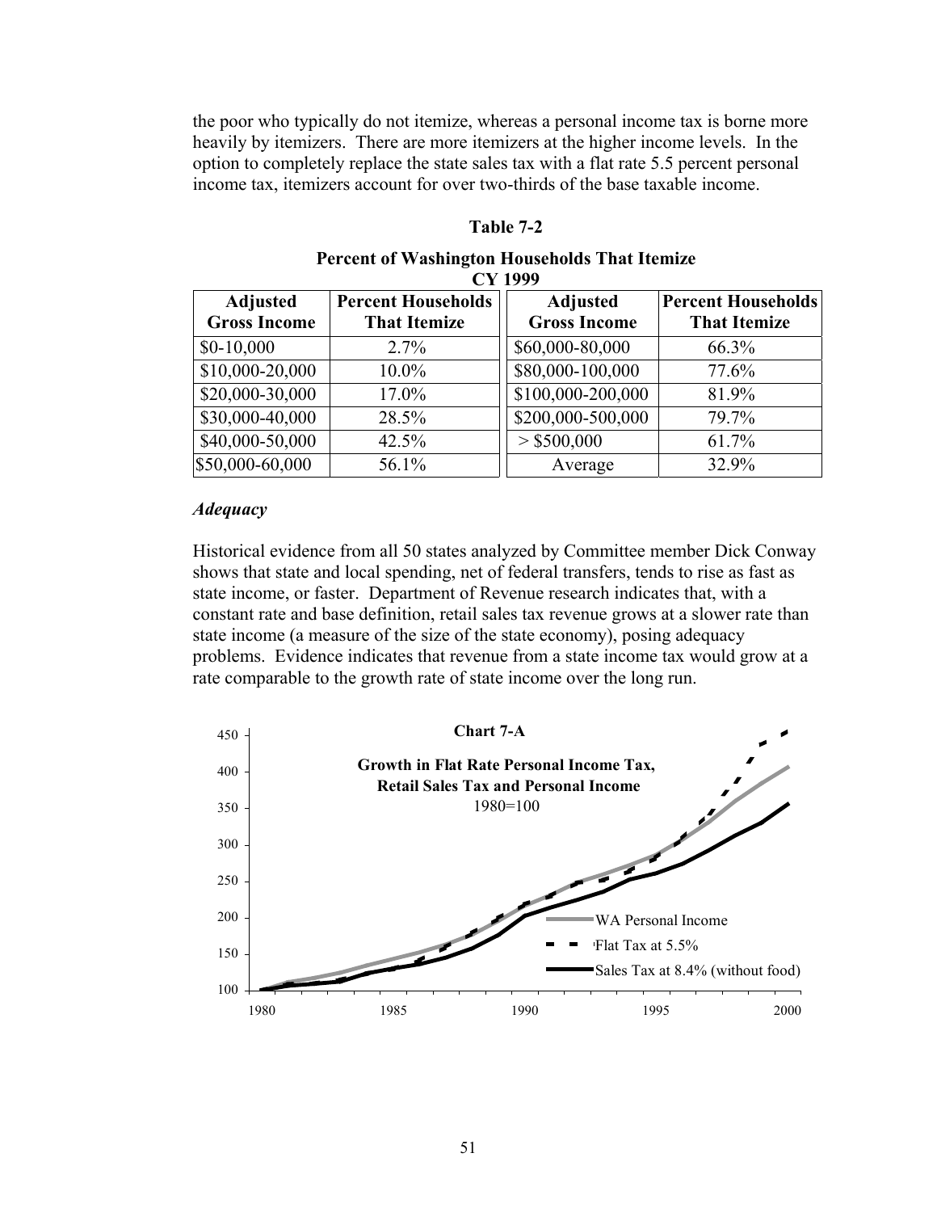the poor who typically do not itemize, whereas a personal income tax is borne more heavily by itemizers. There are more itemizers at the higher income levels. In the option to completely replace the state sales tax with a flat rate 5.5 percent personal income tax, itemizers account for over two-thirds of the base taxable income.

**Table 7-2**

**Percent of Washington Households That Itemize**
**CY 1999**

| Adjusted Gross Income | Percent Households That Itemize | Adjusted Gross Income | Percent Households That Itemize |
|---|---|---|---|
| $0-10,000 | 2.7% | $60,000-80,000 | 66.3% |
| $10,000-20,000 | 10.0% | $80,000-100,000 | 77.6% |
| $20,000-30,000 | 17.0% | $100,000-200,000 | 81.9% |
| $30,000-40,000 | 28.5% | $200,000-500,000 | 79.7% |
| $40,000-50,000 | 42.5% | > $500,000 | 61.7% |
| $50,000-60,000 | 56.1% | Average | 32.9% |

### *Adequacy*

Historical evidence from all 50 states analyzed by Committee member Dick Conway shows that state and local spending, net of federal transfers, tends to rise as fast as state income, or faster. Department of Revenue research indicates that, with a constant rate and base definition, retail sales tax revenue grows at a slower rate than state income (a measure of the size of the state economy), posing adequacy problems. Evidence indicates that revenue from a state income tax would grow at a rate comparable to the growth rate of state income over the long run.

**Chart 7-A**

**Growth in Flat Rate Personal Income Tax, Retail Sales Tax and Personal Income**
1980=100

- WA Personal Income
- Flat Tax at 5.5%
- Sales Tax at 8.4% (without food)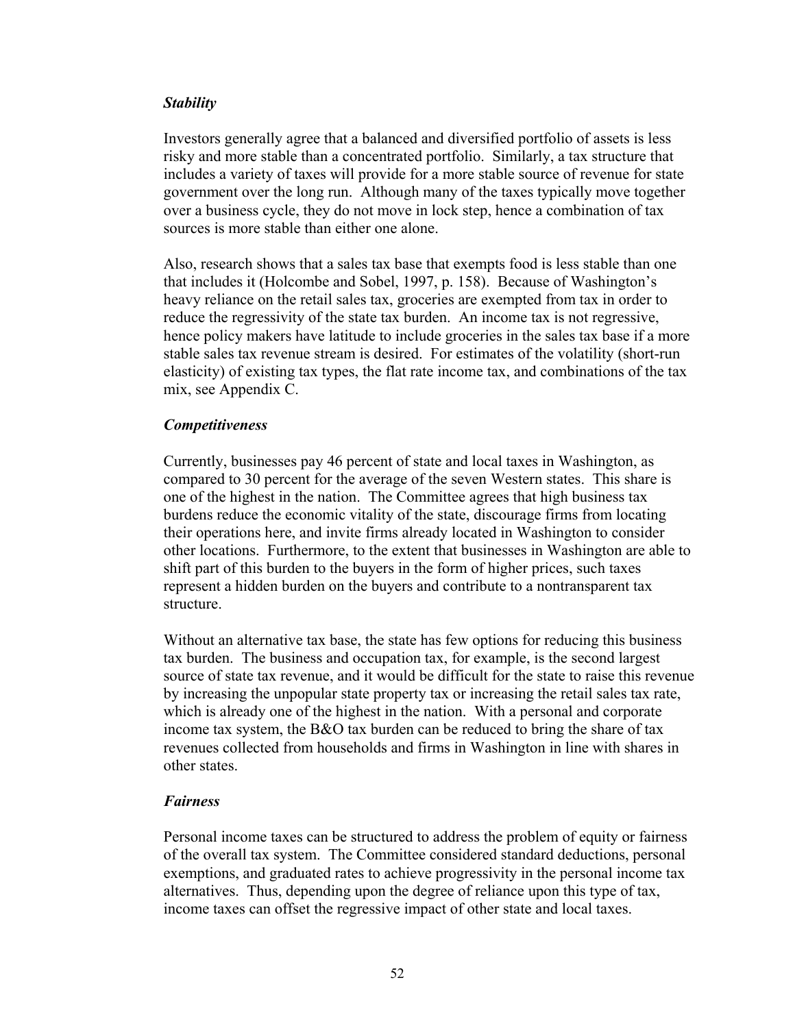### *Stability*

Investors generally agree that a balanced and diversified portfolio of assets is less risky and more stable than a concentrated portfolio. Similarly, a tax structure that includes a variety of taxes will provide for a more stable source of revenue for state government over the long run. Although many of the taxes typically move together over a business cycle, they do not move in lock step, hence a combination of tax sources is more stable than either one alone.

Also, research shows that a sales tax base that exempts food is less stable than one that includes it (Holcombe and Sobel, 1997, p. 158). Because of Washington's heavy reliance on the retail sales tax, groceries are exempted from tax in order to reduce the regressivity of the state tax burden. An income tax is not regressive, hence policy makers have latitude to include groceries in the sales tax base if a more stable sales tax revenue stream is desired. For estimates of the volatility (short-run elasticity) of existing tax types, the flat rate income tax, and combinations of the tax mix, see Appendix C.

### *Competitiveness*

Currently, businesses pay 46 percent of state and local taxes in Washington, as compared to 30 percent for the average of the seven Western states. This share is one of the highest in the nation. The Committee agrees that high business tax burdens reduce the economic vitality of the state, discourage firms from locating their operations here, and invite firms already located in Washington to consider other locations. Furthermore, to the extent that businesses in Washington are able to shift part of this burden to the buyers in the form of higher prices, such taxes represent a hidden burden on the buyers and contribute to a nontransparent tax structure.

Without an alternative tax base, the state has few options for reducing this business tax burden. The business and occupation tax, for example, is the second largest source of state tax revenue, and it would be difficult for the state to raise this revenue by increasing the unpopular state property tax or increasing the retail sales tax rate, which is already one of the highest in the nation. With a personal and corporate income tax system, the B&O tax burden can be reduced to bring the share of tax revenues collected from households and firms in Washington in line with shares in other states.

### *Fairness*

Personal income taxes can be structured to address the problem of equity or fairness of the overall tax system. The Committee considered standard deductions, personal exemptions, and graduated rates to achieve progressivity in the personal income tax alternatives. Thus, depending upon the degree of reliance upon this type of tax, income taxes can offset the regressive impact of other state and local taxes.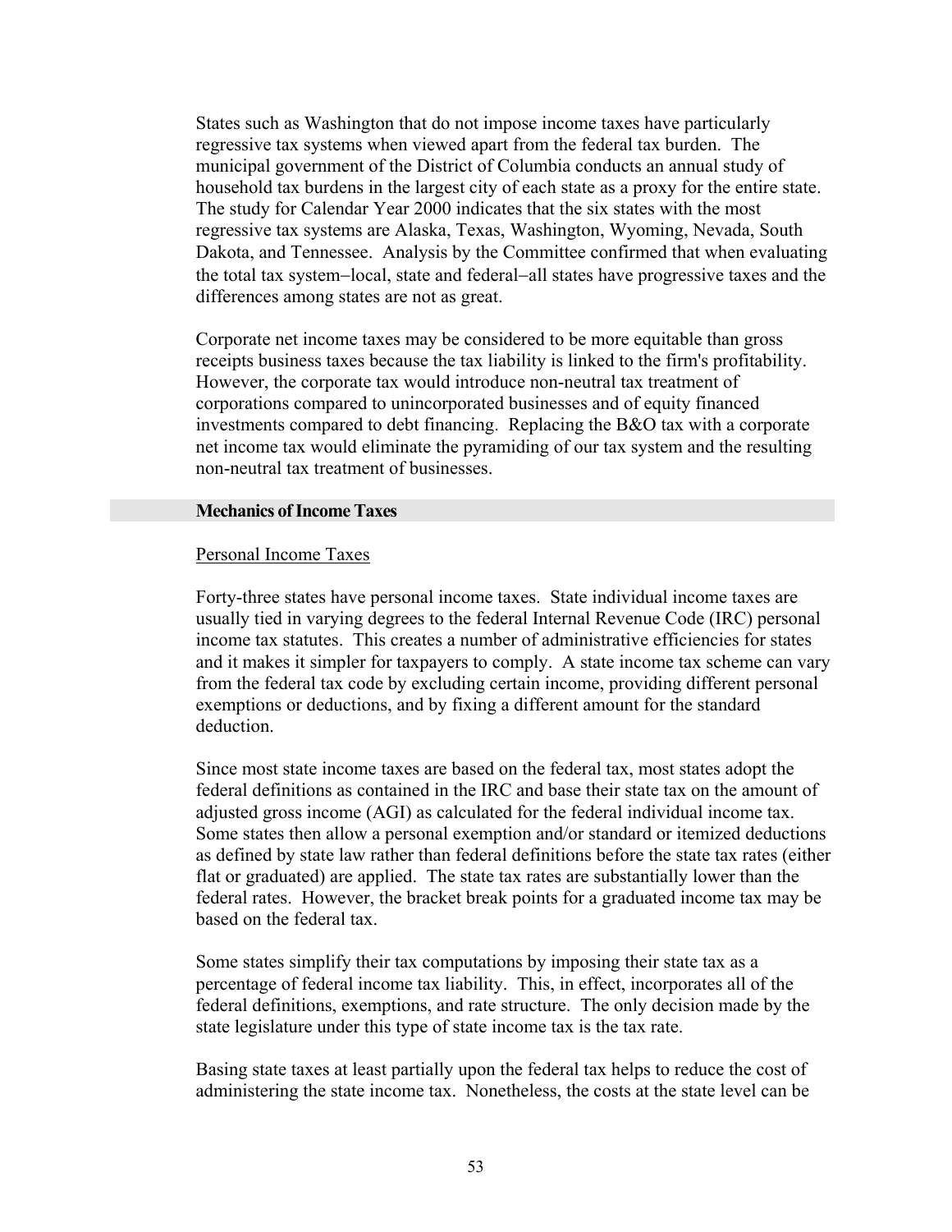States such as Washington that do not impose income taxes have particularly regressive tax systems when viewed apart from the federal tax burden. The municipal government of the District of Columbia conducts an annual study of household tax burdens in the largest city of each state as a proxy for the entire state. The study for Calendar Year 2000 indicates that the six states with the most regressive tax systems are Alaska, Texas, Washington, Wyoming, Nevada, South Dakota, and Tennessee. Analysis by the Committee confirmed that when evaluating the total tax system−local, state and federal−all states have progressive taxes and the differences among states are not as great.

Corporate net income taxes may be considered to be more equitable than gross receipts business taxes because the tax liability is linked to the firm's profitability. However, the corporate tax would introduce non-neutral tax treatment of corporations compared to unincorporated businesses and of equity financed investments compared to debt financing. Replacing the B&O tax with a corporate net income tax would eliminate the pyramiding of our tax system and the resulting non-neutral tax treatment of businesses.

## Mechanics of Income Taxes

### Personal Income Taxes

Forty-three states have personal income taxes. State individual income taxes are usually tied in varying degrees to the federal Internal Revenue Code (IRC) personal income tax statutes. This creates a number of administrative efficiencies for states and it makes it simpler for taxpayers to comply. A state income tax scheme can vary from the federal tax code by excluding certain income, providing different personal exemptions or deductions, and by fixing a different amount for the standard deduction.

Since most state income taxes are based on the federal tax, most states adopt the federal definitions as contained in the IRC and base their state tax on the amount of adjusted gross income (AGI) as calculated for the federal individual income tax. Some states then allow a personal exemption and/or standard or itemized deductions as defined by state law rather than federal definitions before the state tax rates (either flat or graduated) are applied. The state tax rates are substantially lower than the federal rates. However, the bracket break points for a graduated income tax may be based on the federal tax.

Some states simplify their tax computations by imposing their state tax as a percentage of federal income tax liability. This, in effect, incorporates all of the federal definitions, exemptions, and rate structure. The only decision made by the state legislature under this type of state income tax is the tax rate.

Basing state taxes at least partially upon the federal tax helps to reduce the cost of administering the state income tax. Nonetheless, the costs at the state level can be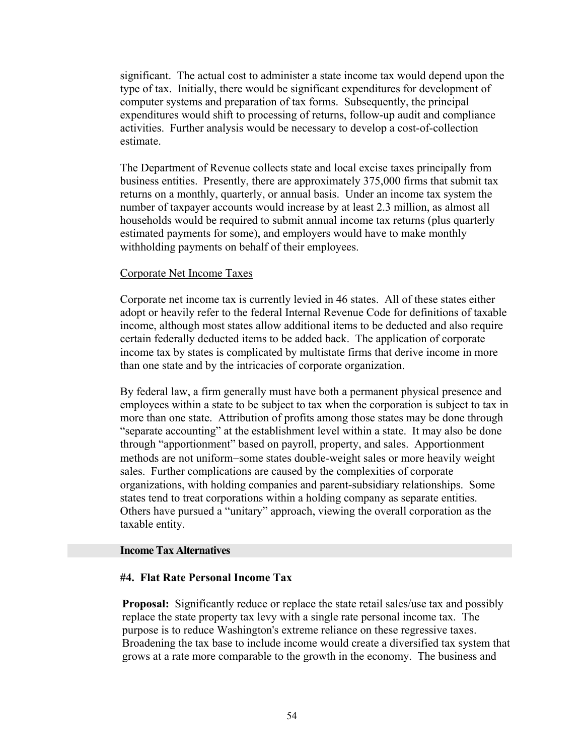significant. The actual cost to administer a state income tax would depend upon the type of tax. Initially, there would be significant expenditures for development of computer systems and preparation of tax forms. Subsequently, the principal expenditures would shift to processing of returns, follow-up audit and compliance activities. Further analysis would be necessary to develop a cost-of-collection estimate.

The Department of Revenue collects state and local excise taxes principally from business entities. Presently, there are approximately 375,000 firms that submit tax returns on a monthly, quarterly, or annual basis. Under an income tax system the number of taxpayer accounts would increase by at least 2.3 million, as almost all households would be required to submit annual income tax returns (plus quarterly estimated payments for some), and employers would have to make monthly withholding payments on behalf of their employees.

Corporate Net Income Taxes

Corporate net income tax is currently levied in 46 states. All of these states either adopt or heavily refer to the federal Internal Revenue Code for definitions of taxable income, although most states allow additional items to be deducted and also require certain federally deducted items to be added back. The application of corporate income tax by states is complicated by multistate firms that derive income in more than one state and by the intricacies of corporate organization.

By federal law, a firm generally must have both a permanent physical presence and employees within a state to be subject to tax when the corporation is subject to tax in more than one state. Attribution of profits among those states may be done through "separate accounting" at the establishment level within a state. It may also be done through "apportionment" based on payroll, property, and sales. Apportionment methods are not uniform−some states double-weight sales or more heavily weight sales. Further complications are caused by the complexities of corporate organizations, with holding companies and parent-subsidiary relationships. Some states tend to treat corporations within a holding company as separate entities. Others have pursued a "unitary" approach, viewing the overall corporation as the taxable entity.

## Income Tax Alternatives

### #4. Flat Rate Personal Income Tax

**Proposal:** Significantly reduce or replace the state retail sales/use tax and possibly replace the state property tax levy with a single rate personal income tax. The purpose is to reduce Washington's extreme reliance on these regressive taxes. Broadening the tax base to include income would create a diversified tax system that grows at a rate more comparable to the growth in the economy. The business and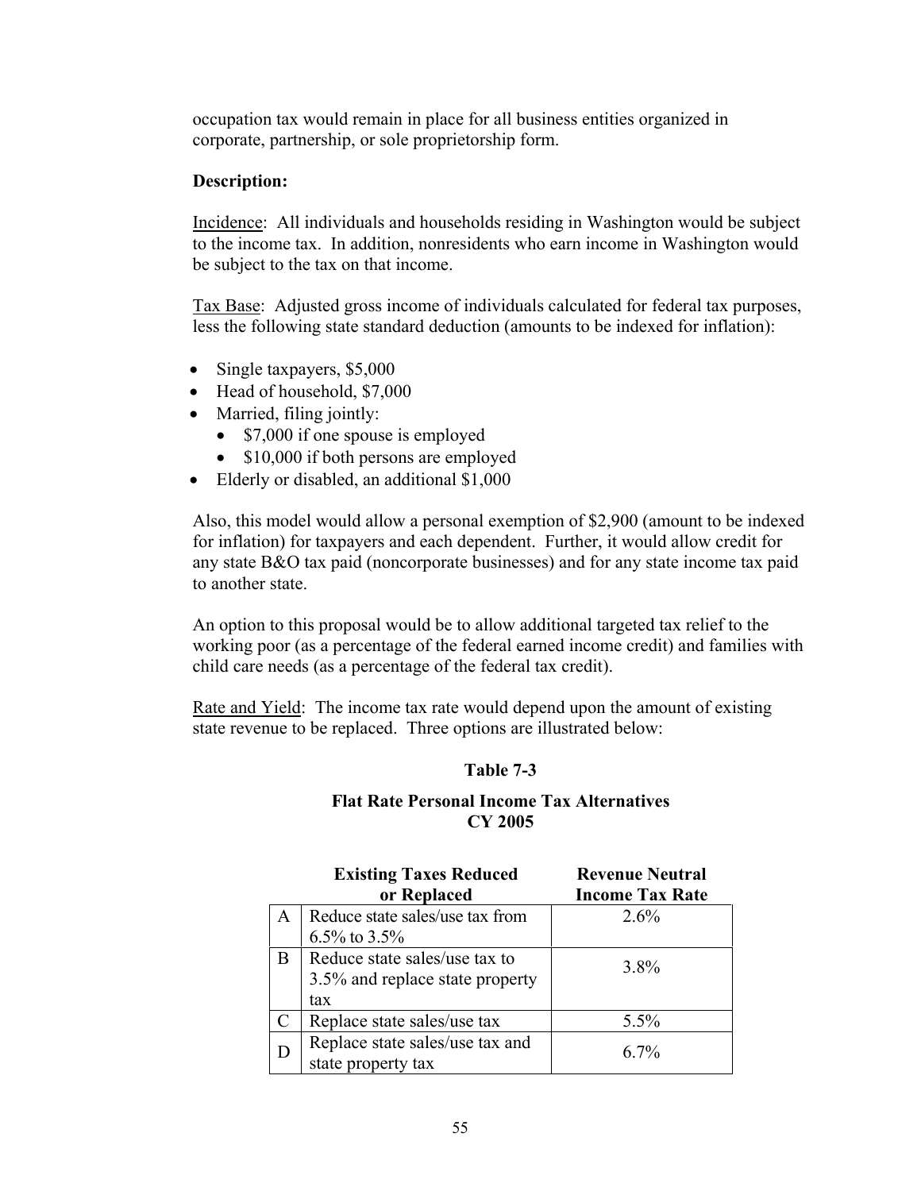occupation tax would remain in place for all business entities organized in corporate, partnership, or sole proprietorship form.

**Description:**

Incidence: All individuals and households residing in Washington would be subject to the income tax. In addition, nonresidents who earn income in Washington would be subject to the tax on that income.

Tax Base: Adjusted gross income of individuals calculated for federal tax purposes, less the following state standard deduction (amounts to be indexed for inflation):

- Single taxpayers, $5,000
- Head of household, $7,000
- Married, filing jointly:
  - $7,000 if one spouse is employed
  - $10,000 if both persons are employed
- Elderly or disabled, an additional $1,000

Also, this model would allow a personal exemption of $2,900 (amount to be indexed for inflation) for taxpayers and each dependent. Further, it would allow credit for any state B&O tax paid (noncorporate businesses) and for any state income tax paid to another state.

An option to this proposal would be to allow additional targeted tax relief to the working poor (as a percentage of the federal earned income credit) and families with child care needs (as a percentage of the federal tax credit).

Rate and Yield: The income tax rate would depend upon the amount of existing state revenue to be replaced. Three options are illustrated below:

**Table 7-3**

**Flat Rate Personal Income Tax Alternatives CY 2005**

| | Existing Taxes Reduced or Replaced | Revenue Neutral Income Tax Rate |
|---|---|---|
| A | Reduce state sales/use tax from 6.5% to 3.5% | 2.6% |
| B | Reduce state sales/use tax to 3.5% and replace state property tax | 3.8% |
| C | Replace state sales/use tax | 5.5% |
| D | Replace state sales/use tax and state property tax | 6.7% |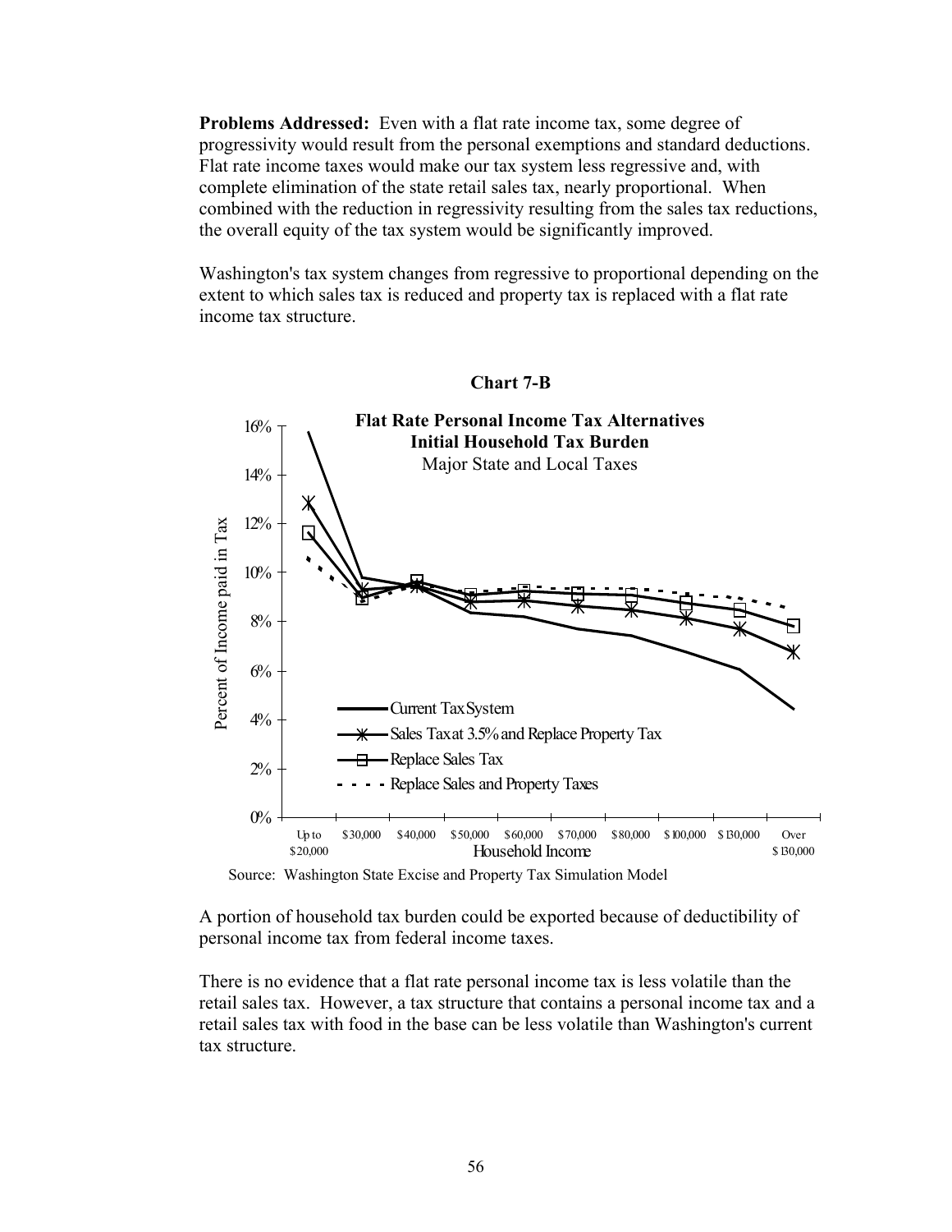**Problems Addressed:** Even with a flat rate income tax, some degree of progressivity would result from the personal exemptions and standard deductions. Flat rate income taxes would make our tax system less regressive and, with complete elimination of the state retail sales tax, nearly proportional. When combined with the reduction in regressivity resulting from the sales tax reductions, the overall equity of the tax system would be significantly improved.

Washington's tax system changes from regressive to proportional depending on the extent to which sales tax is reduced and property tax is replaced with a flat rate income tax structure.

**Chart 7-B**

**Flat Rate Personal Income Tax Alternatives**
**Initial Household Tax Burden**
Major State and Local Taxes

Source: Washington State Excise and Property Tax Simulation Model

A portion of household tax burden could be exported because of deductibility of personal income tax from federal income taxes.

There is no evidence that a flat rate personal income tax is less volatile than the retail sales tax. However, a tax structure that contains a personal income tax and a retail sales tax with food in the base can be less volatile than Washington's current tax structure.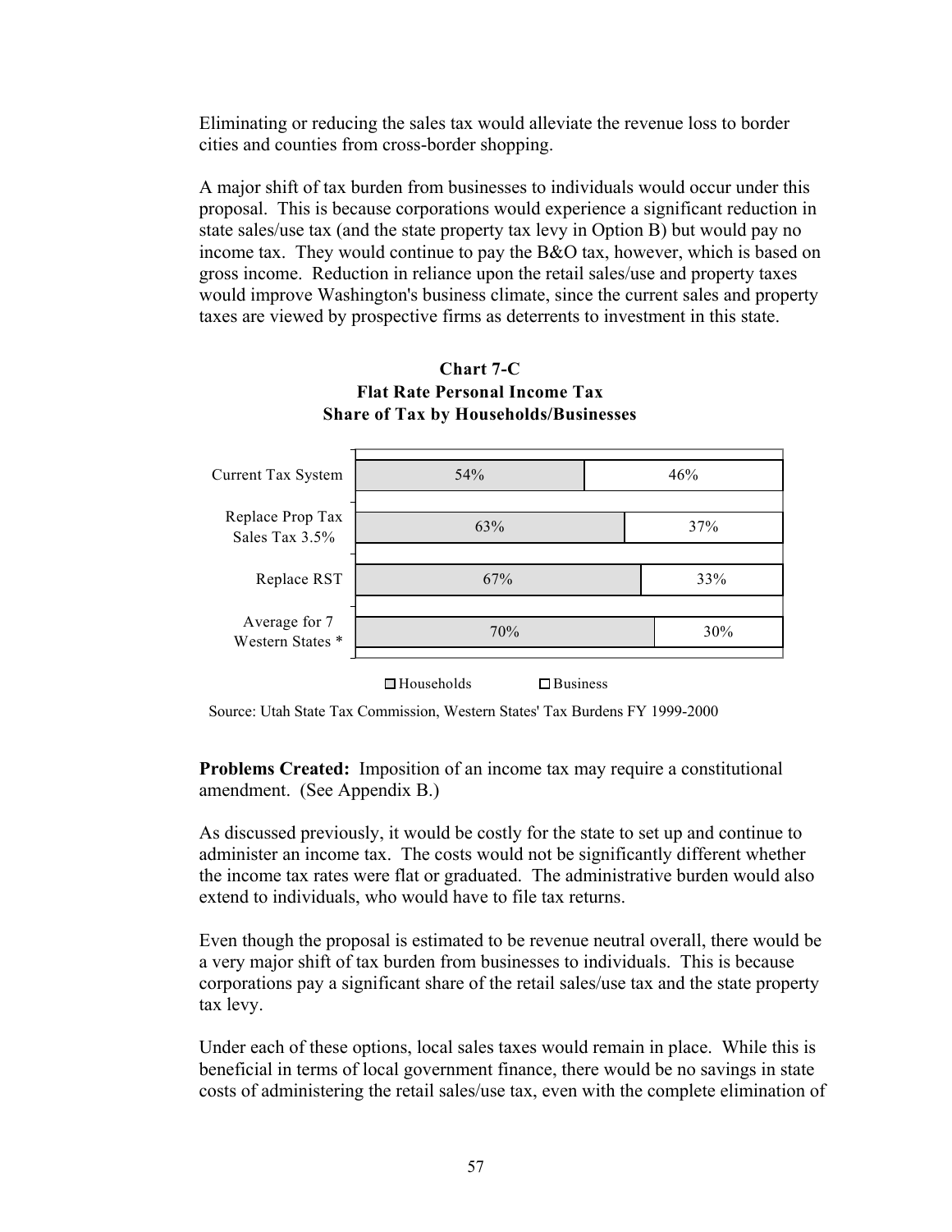Eliminating or reducing the sales tax would alleviate the revenue loss to border cities and counties from cross-border shopping.

A major shift of tax burden from businesses to individuals would occur under this proposal. This is because corporations would experience a significant reduction in state sales/use tax (and the state property tax levy in Option B) but would pay no income tax. They would continue to pay the B&O tax, however, which is based on gross income. Reduction in reliance upon the retail sales/use and property taxes would improve Washington's business climate, since the current sales and property taxes are viewed by prospective firms as deterrents to investment in this state.

**Chart 7-C**
**Flat Rate Personal Income Tax**
**Share of Tax by Households/Businesses**

| | Households | Business |
|---|---|---|
| Current Tax System | 54% | 46% |
| Replace Prop Tax Sales Tax 3.5% | 63% | 37% |
| Replace RST | 67% | 33% |
| Average for 7 Western States * | 70% | 30% |

Source: Utah State Tax Commission, Western States' Tax Burdens FY 1999-2000

**Problems Created:** Imposition of an income tax may require a constitutional amendment. (See Appendix B.)

As discussed previously, it would be costly for the state to set up and continue to administer an income tax. The costs would not be significantly different whether the income tax rates were flat or graduated. The administrative burden would also extend to individuals, who would have to file tax returns.

Even though the proposal is estimated to be revenue neutral overall, there would be a very major shift of tax burden from businesses to individuals. This is because corporations pay a significant share of the retail sales/use tax and the state property tax levy.

Under each of these options, local sales taxes would remain in place. While this is beneficial in terms of local government finance, there would be no savings in state costs of administering the retail sales/use tax, even with the complete elimination of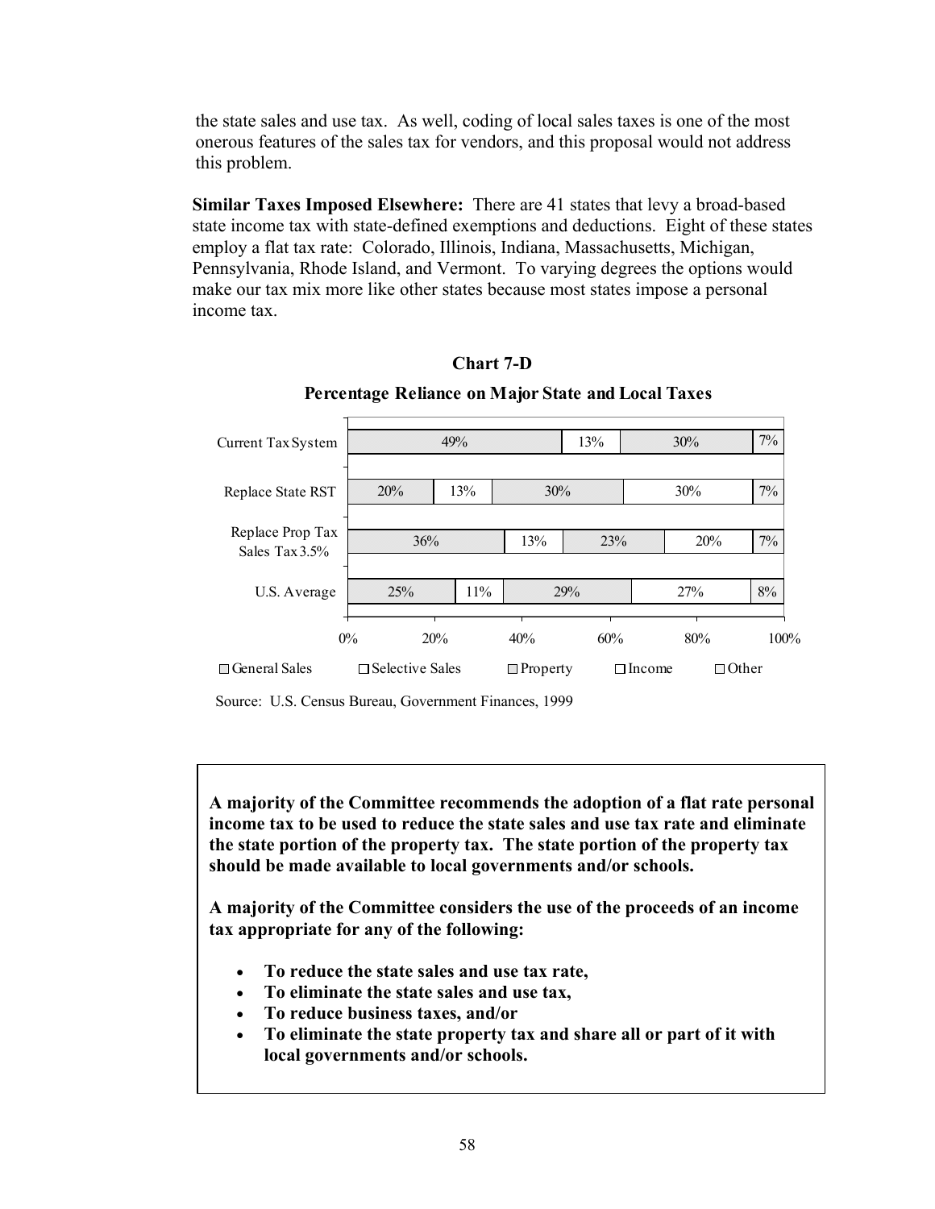the state sales and use tax. As well, coding of local sales taxes is one of the most onerous features of the sales tax for vendors, and this proposal would not address this problem.

**Similar Taxes Imposed Elsewhere:** There are 41 states that levy a broad-based state income tax with state-defined exemptions and deductions. Eight of these states employ a flat tax rate: Colorado, Illinois, Indiana, Massachusetts, Michigan, Pennsylvania, Rhode Island, and Vermont. To varying degrees the options would make our tax mix more like other states because most states impose a personal income tax.

**Chart 7-D**

**Percentage Reliance on Major State and Local Taxes**

| | General Sales | Selective Sales | Property | Income | Other |
|---|---|---|---|---|---|
| Current Tax System | 49% | 13% | 30% | 7% | |
| Replace State RST | 20% | 13% | 30% | 30% | 7% |
| Replace Prop Tax Sales Tax 3.5% | 36% | 13% | 23% | 20% | 7% |
| U.S. Average | 25% | 11% | 29% | 27% | 8% |

Source: U.S. Census Bureau, Government Finances, 1999

**A majority of the Committee recommends the adoption of a flat rate personal income tax to be used to reduce the state sales and use tax rate and eliminate the state portion of the property tax. The state portion of the property tax should be made available to local governments and/or schools.**

**A majority of the Committee considers the use of the proceeds of an income tax appropriate for any of the following:**

- **To reduce the state sales and use tax rate,**
- **To eliminate the state sales and use tax,**
- **To reduce business taxes, and/or**
- **To eliminate the state property tax and share all or part of it with local governments and/or schools.**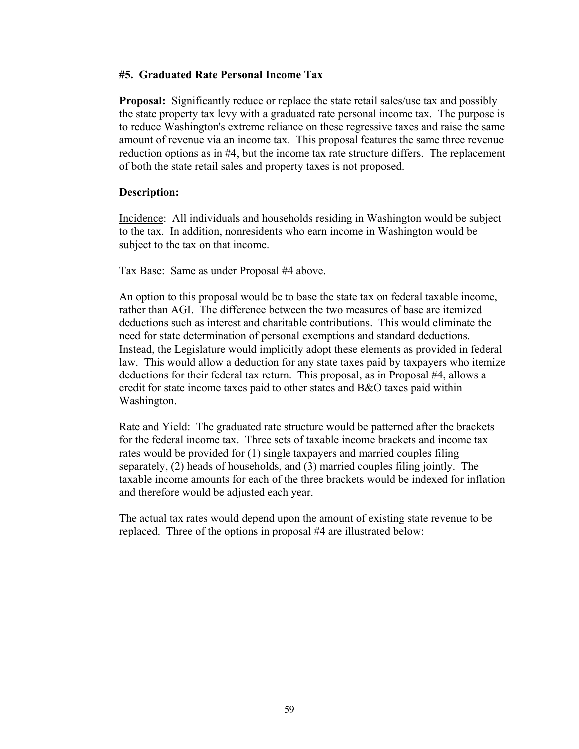### #5. Graduated Rate Personal Income Tax

**Proposal:** Significantly reduce or replace the state retail sales/use tax and possibly the state property tax levy with a graduated rate personal income tax. The purpose is to reduce Washington's extreme reliance on these regressive taxes and raise the same amount of revenue via an income tax. This proposal features the same three revenue reduction options as in #4, but the income tax rate structure differs. The replacement of both the state retail sales and property taxes is not proposed.

**Description:**

Incidence: All individuals and households residing in Washington would be subject to the tax. In addition, nonresidents who earn income in Washington would be subject to the tax on that income.

Tax Base: Same as under Proposal #4 above.

An option to this proposal would be to base the state tax on federal taxable income, rather than AGI. The difference between the two measures of base are itemized deductions such as interest and charitable contributions. This would eliminate the need for state determination of personal exemptions and standard deductions. Instead, the Legislature would implicitly adopt these elements as provided in federal law. This would allow a deduction for any state taxes paid by taxpayers who itemize deductions for their federal tax return. This proposal, as in Proposal #4, allows a credit for state income taxes paid to other states and B&O taxes paid within Washington.

Rate and Yield: The graduated rate structure would be patterned after the brackets for the federal income tax. Three sets of taxable income brackets and income tax rates would be provided for (1) single taxpayers and married couples filing separately, (2) heads of households, and (3) married couples filing jointly. The taxable income amounts for each of the three brackets would be indexed for inflation and therefore would be adjusted each year.

The actual tax rates would depend upon the amount of existing state revenue to be replaced. Three of the options in proposal #4 are illustrated below: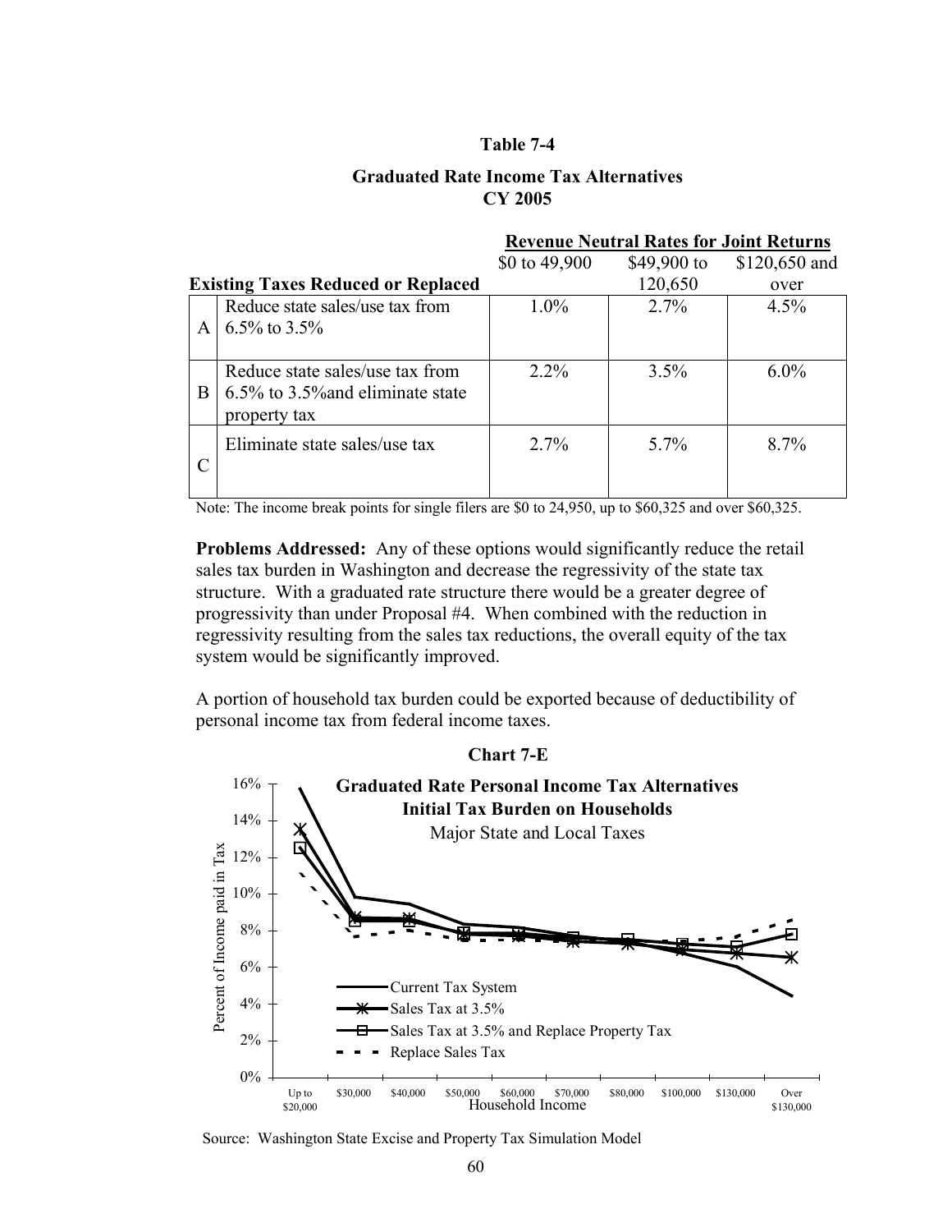**Table 7-4**

**Graduated Rate Income Tax Alternatives**
**CY 2005**

| | Existing Taxes Reduced or Replaced | Revenue Neutral Rates for Joint Returns: $0 to 49,900 | $49,900 to 120,650 | $120,650 and over |
|---|---|---|---|---|
| A | Reduce state sales/use tax from 6.5% to 3.5% | 1.0% | 2.7% | 4.5% |
| B | Reduce state sales/use tax from 6.5% to 3.5%and eliminate state property tax | 2.2% | 3.5% | 6.0% |
| C | Eliminate state sales/use tax | 2.7% | 5.7% | 8.7% |

Note: The income break points for single filers are $0 to 24,950, up to $60,325 and over $60,325.

**Problems Addressed:** Any of these options would significantly reduce the retail sales tax burden in Washington and decrease the regressivity of the state tax structure. With a graduated rate structure there would be a greater degree of progressivity than under Proposal #4. When combined with the reduction in regressivity resulting from the sales tax reductions, the overall equity of the tax system would be significantly improved.

A portion of household tax burden could be exported because of deductibility of personal income tax from federal income taxes.

**Chart 7-E**

**Graduated Rate Personal Income Tax Alternatives**
**Initial Tax Burden on Households**
Major State and Local Taxes

Source: Washington State Excise and Property Tax Simulation Model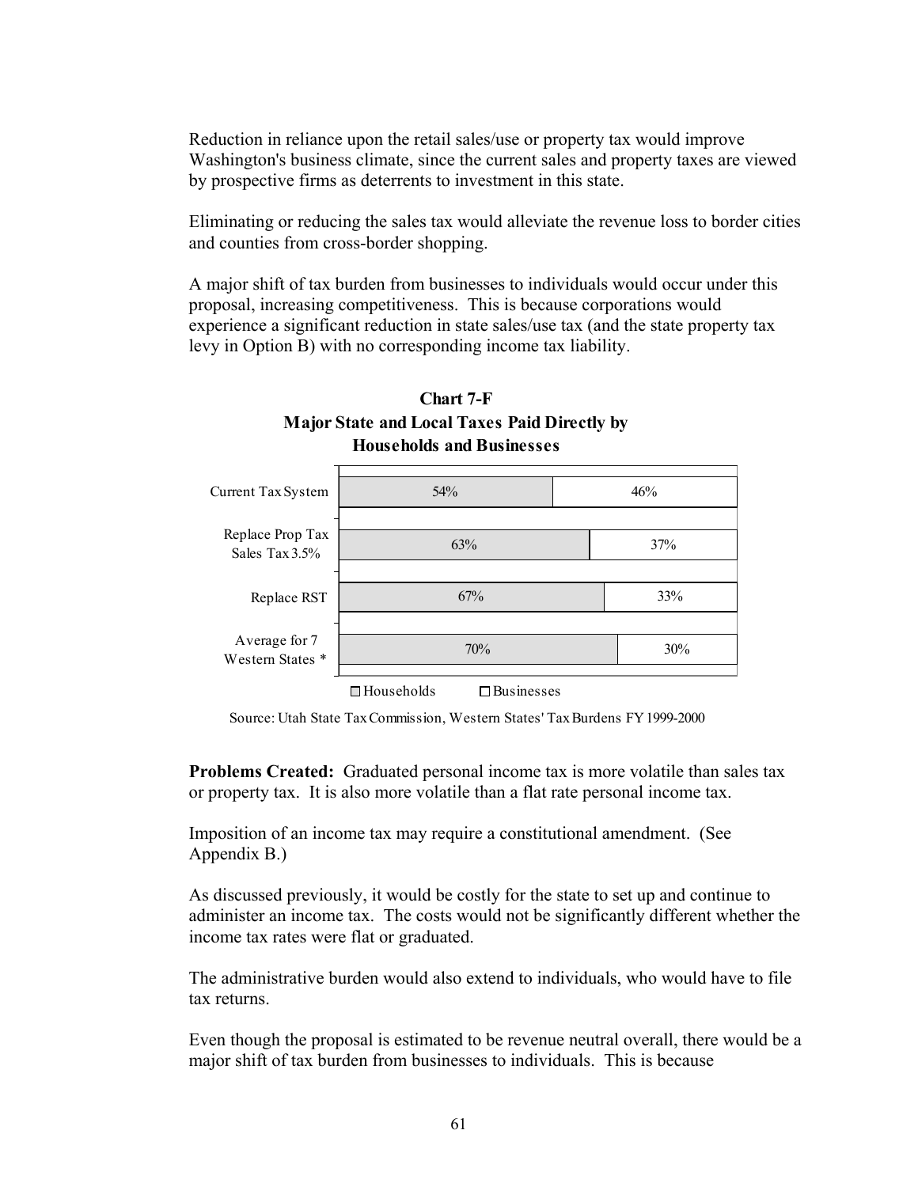Reduction in reliance upon the retail sales/use or property tax would improve Washington's business climate, since the current sales and property taxes are viewed by prospective firms as deterrents to investment in this state.

Eliminating or reducing the sales tax would alleviate the revenue loss to border cities and counties from cross-border shopping.

A major shift of tax burden from businesses to individuals would occur under this proposal, increasing competitiveness. This is because corporations would experience a significant reduction in state sales/use tax (and the state property tax levy in Option B) with no corresponding income tax liability.

**Chart 7-F**
**Major State and Local Taxes Paid Directly by Households and Businesses**

| | Households | Businesses |
|---|---|---|
| Current Tax System | 54% | 46% |
| Replace Prop Tax Sales Tax 3.5% | 63% | 37% |
| Replace RST | 67% | 33% |
| Average for 7 Western States * | 70% | 30% |

Source: Utah State Tax Commission, Western States' Tax Burdens FY 1999-2000

**Problems Created:** Graduated personal income tax is more volatile than sales tax or property tax. It is also more volatile than a flat rate personal income tax.

Imposition of an income tax may require a constitutional amendment. (See Appendix B.)

As discussed previously, it would be costly for the state to set up and continue to administer an income tax. The costs would not be significantly different whether the income tax rates were flat or graduated.

The administrative burden would also extend to individuals, who would have to file tax returns.

Even though the proposal is estimated to be revenue neutral overall, there would be a major shift of tax burden from businesses to individuals. This is because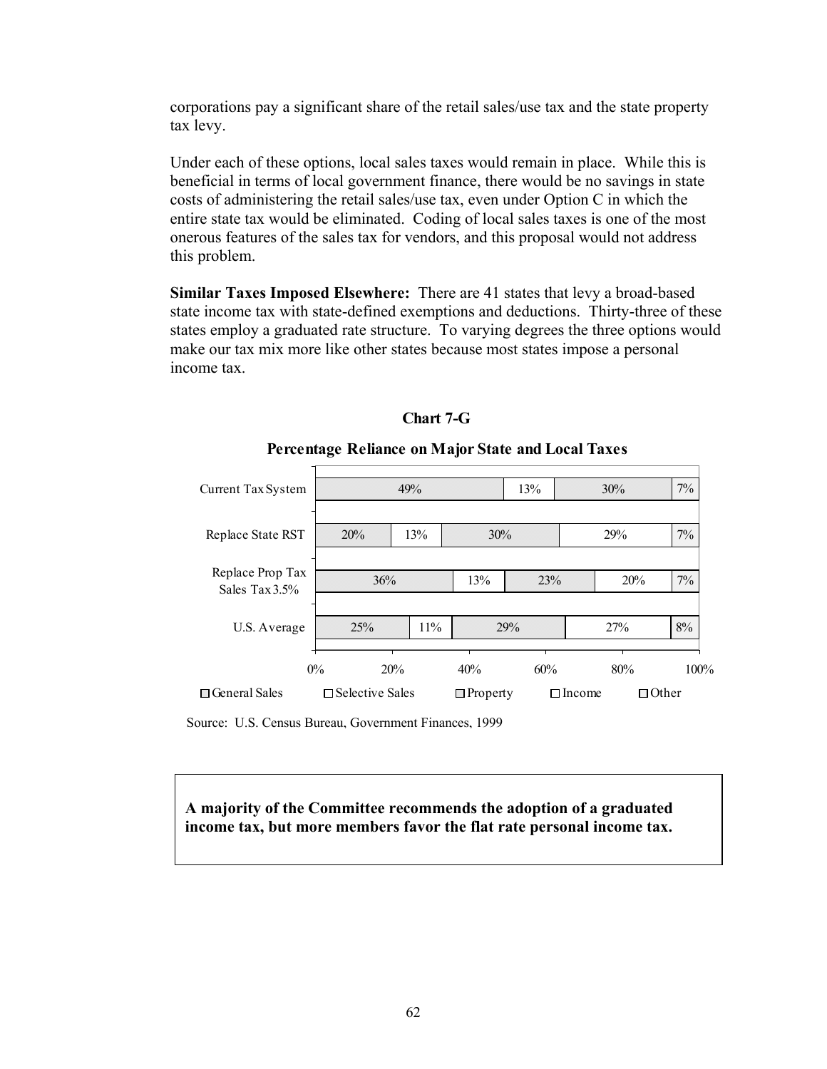corporations pay a significant share of the retail sales/use tax and the state property tax levy.

Under each of these options, local sales taxes would remain in place. While this is beneficial in terms of local government finance, there would be no savings in state costs of administering the retail sales/use tax, even under Option C in which the entire state tax would be eliminated. Coding of local sales taxes is one of the most onerous features of the sales tax for vendors, and this proposal would not address this problem.

**Similar Taxes Imposed Elsewhere:** There are 41 states that levy a broad-based state income tax with state-defined exemptions and deductions. Thirty-three of these states employ a graduated rate structure. To varying degrees the three options would make our tax mix more like other states because most states impose a personal income tax.

**Chart 7-G**

**Percentage Reliance on Major State and Local Taxes**

| | General Sales | Selective Sales | Property | Income | Other |
|---|---|---|---|---|---|
| Current Tax System | 49% | 13% | | 30% | 7% |
| Replace State RST | 20% | 13% | 30% | 29% | 7% |
| Replace Prop Tax Sales Tax 3.5% | 36% | 13% | 23% | 20% | 7% |
| U.S. Average | 25% | 11% | 29% | 27% | 8% |

Source: U.S. Census Bureau, Government Finances, 1999

**A majority of the Committee recommends the adoption of a graduated income tax, but more members favor the flat rate personal income tax.**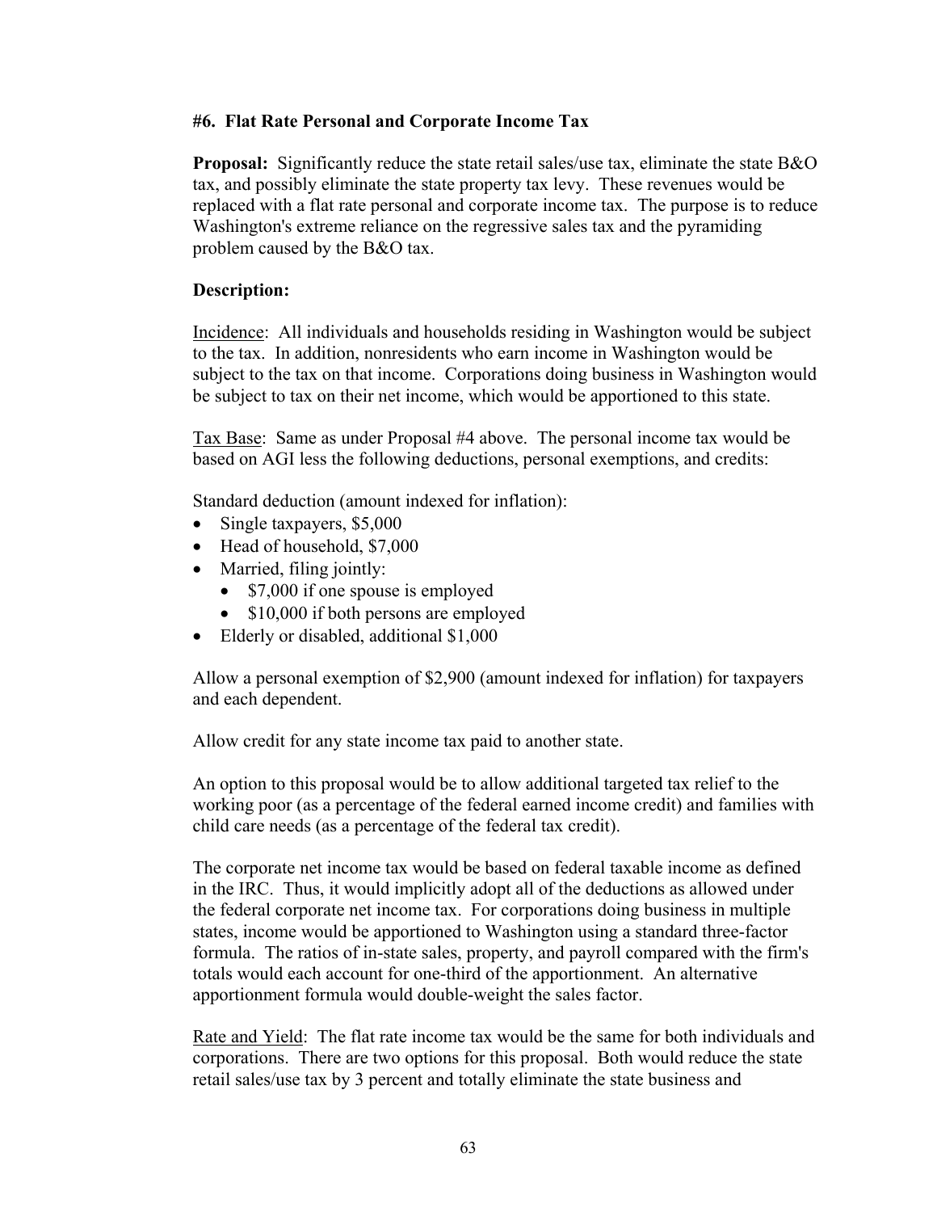### #6. Flat Rate Personal and Corporate Income Tax

**Proposal:** Significantly reduce the state retail sales/use tax, eliminate the state B&O tax, and possibly eliminate the state property tax levy. These revenues would be replaced with a flat rate personal and corporate income tax. The purpose is to reduce Washington's extreme reliance on the regressive sales tax and the pyramiding problem caused by the B&O tax.

**Description:**

Incidence: All individuals and households residing in Washington would be subject to the tax. In addition, nonresidents who earn income in Washington would be subject to the tax on that income. Corporations doing business in Washington would be subject to tax on their net income, which would be apportioned to this state.

Tax Base: Same as under Proposal #4 above. The personal income tax would be based on AGI less the following deductions, personal exemptions, and credits:

Standard deduction (amount indexed for inflation):

- Single taxpayers, $5,000
- Head of household, $7,000
- Married, filing jointly:
  - $7,000 if one spouse is employed
  - $10,000 if both persons are employed
- Elderly or disabled, additional $1,000

Allow a personal exemption of $2,900 (amount indexed for inflation) for taxpayers and each dependent.

Allow credit for any state income tax paid to another state.

An option to this proposal would be to allow additional targeted tax relief to the working poor (as a percentage of the federal earned income credit) and families with child care needs (as a percentage of the federal tax credit).

The corporate net income tax would be based on federal taxable income as defined in the IRC. Thus, it would implicitly adopt all of the deductions as allowed under the federal corporate net income tax. For corporations doing business in multiple states, income would be apportioned to Washington using a standard three-factor formula. The ratios of in-state sales, property, and payroll compared with the firm's totals would each account for one-third of the apportionment. An alternative apportionment formula would double-weight the sales factor.

Rate and Yield: The flat rate income tax would be the same for both individuals and corporations. There are two options for this proposal. Both would reduce the state retail sales/use tax by 3 percent and totally eliminate the state business and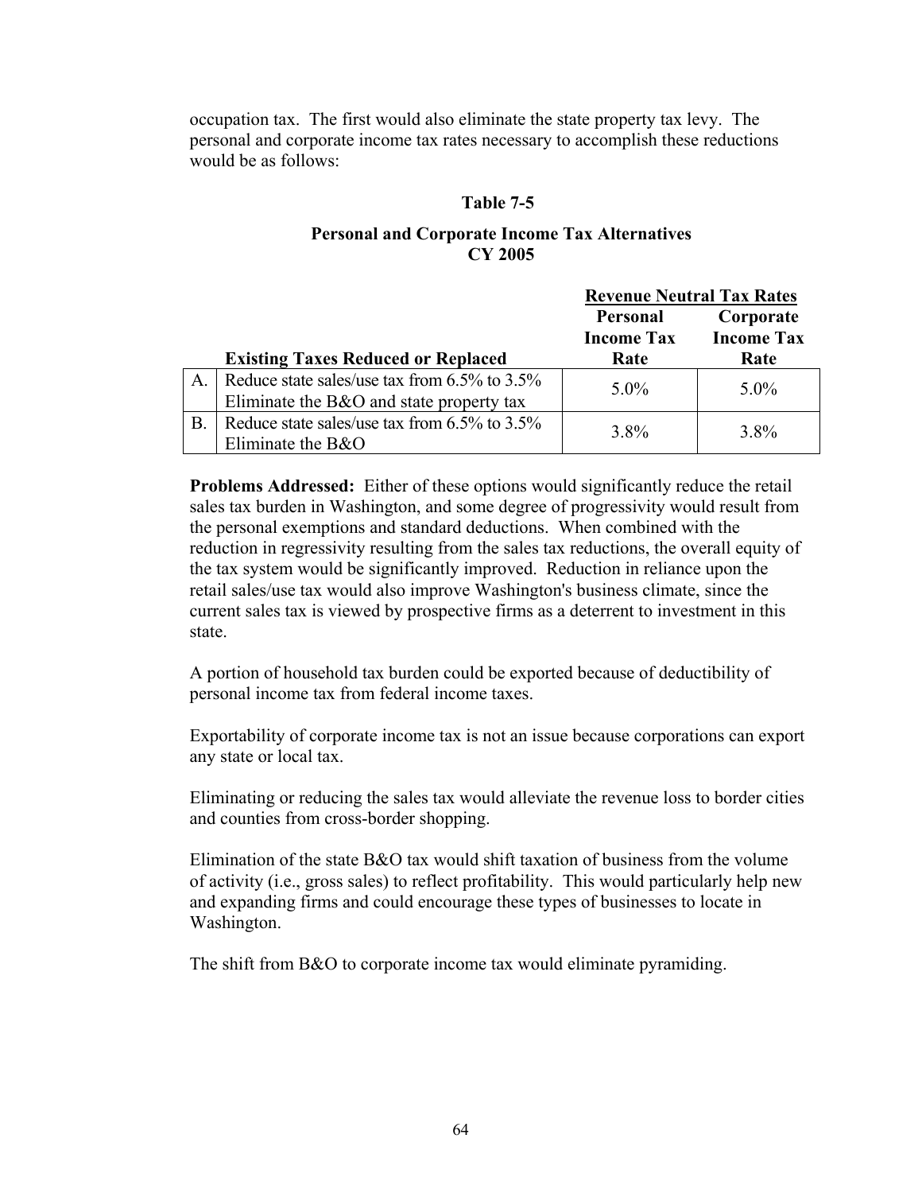occupation tax. The first would also eliminate the state property tax levy. The personal and corporate income tax rates necessary to accomplish these reductions would be as follows:

**Table 7-5**

**Personal and Corporate Income Tax Alternatives**
**CY 2005**

| | | Revenue Neutral Tax Rates | |
|---|---|---|---|
| | **Existing Taxes Reduced or Replaced** | **Personal Income Tax Rate** | **Corporate Income Tax Rate** |
| A. | Reduce state sales/use tax from 6.5% to 3.5% Eliminate the B&O and state property tax | 5.0% | 5.0% |
| B. | Reduce state sales/use tax from 6.5% to 3.5% Eliminate the B&O | 3.8% | 3.8% |

**Problems Addressed:** Either of these options would significantly reduce the retail sales tax burden in Washington, and some degree of progressivity would result from the personal exemptions and standard deductions. When combined with the reduction in regressivity resulting from the sales tax reductions, the overall equity of the tax system would be significantly improved. Reduction in reliance upon the retail sales/use tax would also improve Washington's business climate, since the current sales tax is viewed by prospective firms as a deterrent to investment in this state.

A portion of household tax burden could be exported because of deductibility of personal income tax from federal income taxes.

Exportability of corporate income tax is not an issue because corporations can export any state or local tax.

Eliminating or reducing the sales tax would alleviate the revenue loss to border cities and counties from cross-border shopping.

Elimination of the state B&O tax would shift taxation of business from the volume of activity (i.e., gross sales) to reflect profitability. This would particularly help new and expanding firms and could encourage these types of businesses to locate in Washington.

The shift from B&O to corporate income tax would eliminate pyramiding.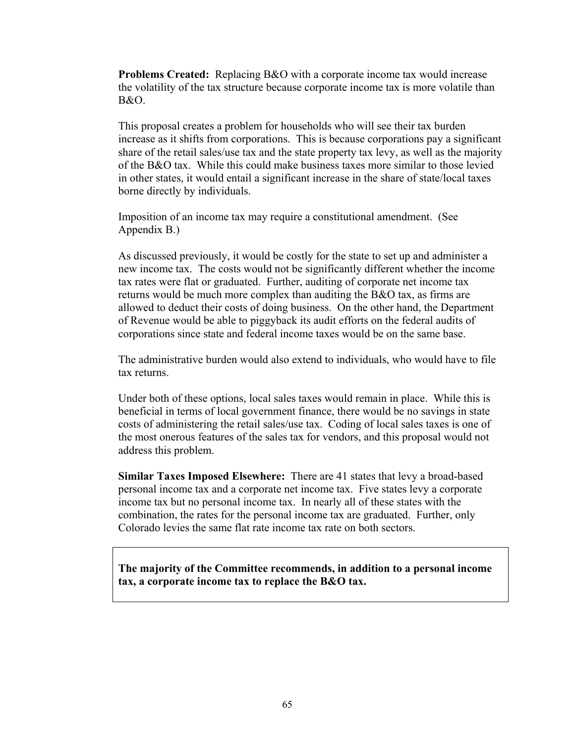**Problems Created:** Replacing B&O with a corporate income tax would increase the volatility of the tax structure because corporate income tax is more volatile than B&O.

This proposal creates a problem for households who will see their tax burden increase as it shifts from corporations. This is because corporations pay a significant share of the retail sales/use tax and the state property tax levy, as well as the majority of the B&O tax. While this could make business taxes more similar to those levied in other states, it would entail a significant increase in the share of state/local taxes borne directly by individuals.

Imposition of an income tax may require a constitutional amendment. (See Appendix B.)

As discussed previously, it would be costly for the state to set up and administer a new income tax. The costs would not be significantly different whether the income tax rates were flat or graduated. Further, auditing of corporate net income tax returns would be much more complex than auditing the B&O tax, as firms are allowed to deduct their costs of doing business. On the other hand, the Department of Revenue would be able to piggyback its audit efforts on the federal audits of corporations since state and federal income taxes would be on the same base.

The administrative burden would also extend to individuals, who would have to file tax returns.

Under both of these options, local sales taxes would remain in place. While this is beneficial in terms of local government finance, there would be no savings in state costs of administering the retail sales/use tax. Coding of local sales taxes is one of the most onerous features of the sales tax for vendors, and this proposal would not address this problem.

**Similar Taxes Imposed Elsewhere:** There are 41 states that levy a broad-based personal income tax and a corporate net income tax. Five states levy a corporate income tax but no personal income tax. In nearly all of these states with the combination, the rates for the personal income tax are graduated. Further, only Colorado levies the same flat rate income tax rate on both sectors.

**The majority of the Committee recommends, in addition to a personal income tax, a corporate income tax to replace the B&O tax.**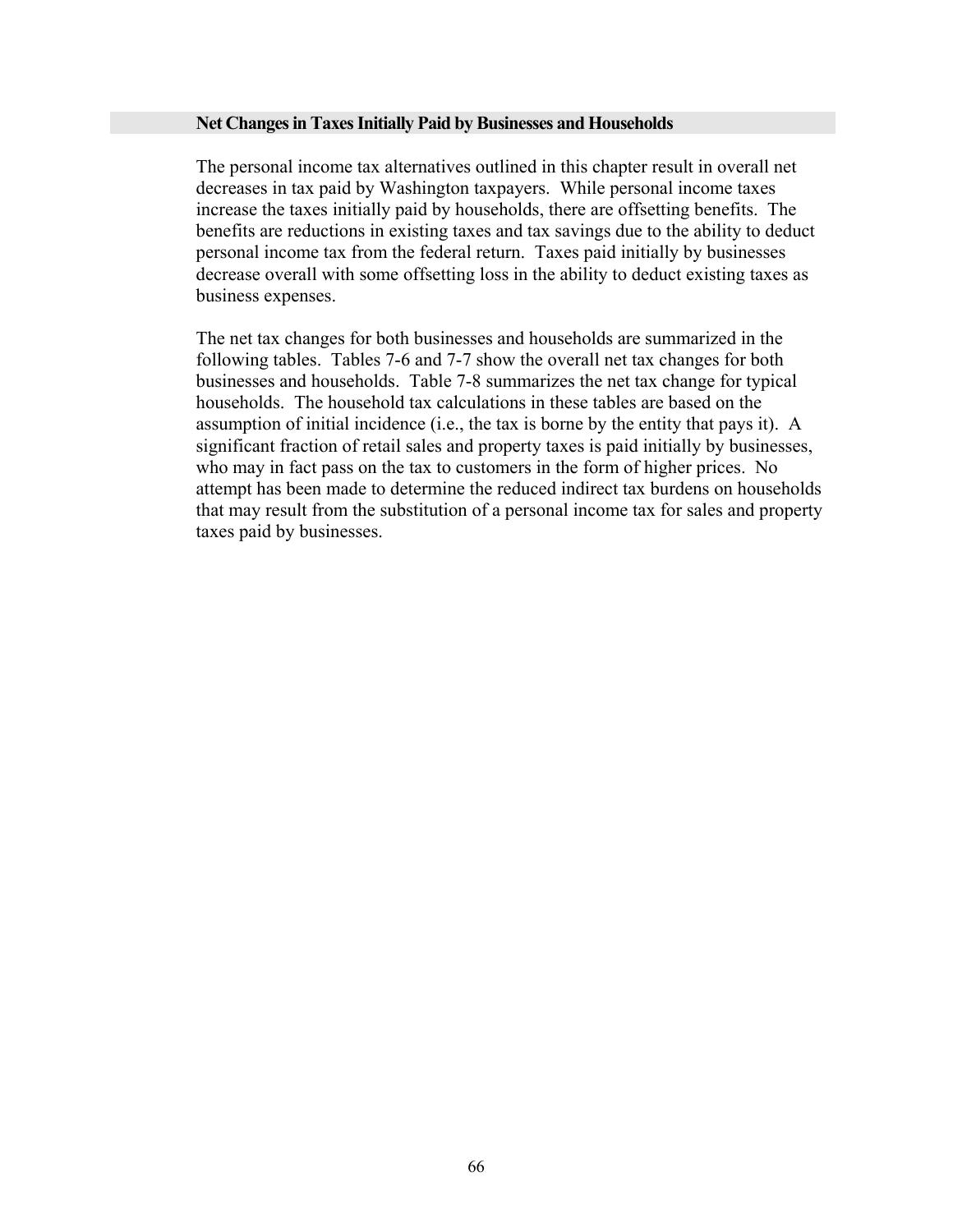### Net Changes in Taxes Initially Paid by Businesses and Households

The personal income tax alternatives outlined in this chapter result in overall net decreases in tax paid by Washington taxpayers. While personal income taxes increase the taxes initially paid by households, there are offsetting benefits. The benefits are reductions in existing taxes and tax savings due to the ability to deduct personal income tax from the federal return. Taxes paid initially by businesses decrease overall with some offsetting loss in the ability to deduct existing taxes as business expenses.

The net tax changes for both businesses and households are summarized in the following tables. Tables 7-6 and 7-7 show the overall net tax changes for both businesses and households. Table 7-8 summarizes the net tax change for typical households. The household tax calculations in these tables are based on the assumption of initial incidence (i.e., the tax is borne by the entity that pays it). A significant fraction of retail sales and property taxes is paid initially by businesses, who may in fact pass on the tax to customers in the form of higher prices. No attempt has been made to determine the reduced indirect tax burdens on households that may result from the substitution of a personal income tax for sales and property taxes paid by businesses.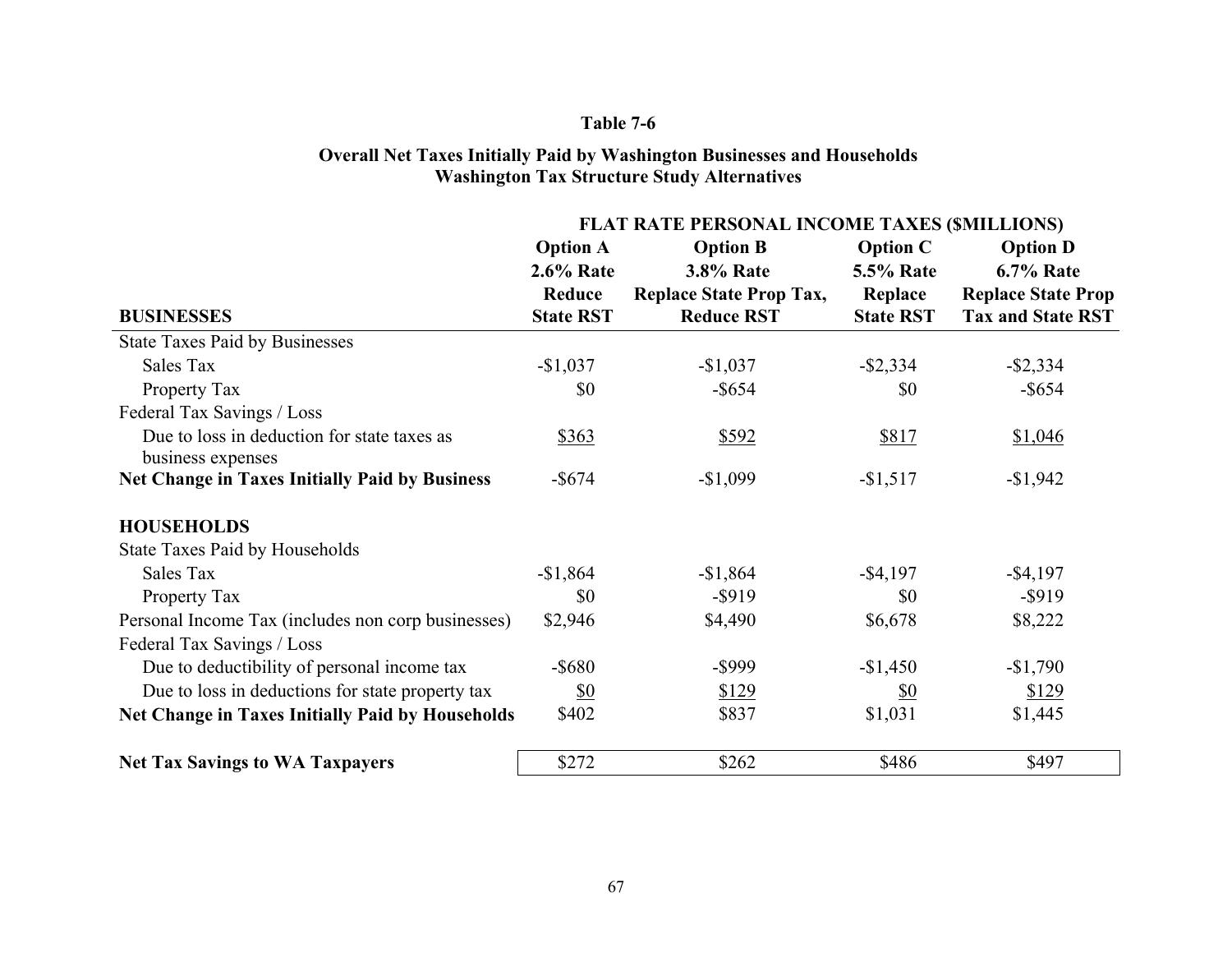**Table 7-6**

**Overall Net Taxes Initially Paid by Washington Businesses and Households**
**Washington Tax Structure Study Alternatives**

| | **FLAT RATE PERSONAL INCOME TAXES ($MILLIONS)** | | | |
|---|---|---|---|---|
| **BUSINESSES** | **Option A 2.6% Rate Reduce State RST** | **Option B 3.8% Rate Replace State Prop Tax, Reduce RST** | **Option C 5.5% Rate Replace State RST** | **Option D 6.7% Rate Replace State Prop Tax and State RST** |
| State Taxes Paid by Businesses | | | | |
| Sales Tax | -$1,037 | -$1,037 | -$2,334 | -$2,334 |
| Property Tax | $0 | -$654 | $0 | -$654 |
| Federal Tax Savings / Loss | | | | |
| Due to loss in deduction for state taxes as business expenses | $363 | $592 | $817 | $1,046 |
| **Net Change in Taxes Initially Paid by Business** | -$674 | -$1,099 | -$1,517 | -$1,942 |
| | | | | |
| **HOUSEHOLDS** | | | | |
| State Taxes Paid by Households | | | | |
| Sales Tax | -$1,864 | -$1,864 | -$4,197 | -$4,197 |
| Property Tax | $0 | -$919 | $0 | -$919 |
| Personal Income Tax (includes non corp businesses) | $2,946 | $4,490 | $6,678 | $8,222 |
| Federal Tax Savings / Loss | | | | |
| Due to deductibility of personal income tax | -$680 | -$999 | -$1,450 | -$1,790 |
| Due to loss in deductions for state property tax | $0 | $129 | $0 | $129 |
| **Net Change in Taxes Initially Paid by Households** | $402 | $837 | $1,031 | $1,445 |
| | | | | |
| **Net Tax Savings to WA Taxpayers** | $272 | $262 | $486 | $497 |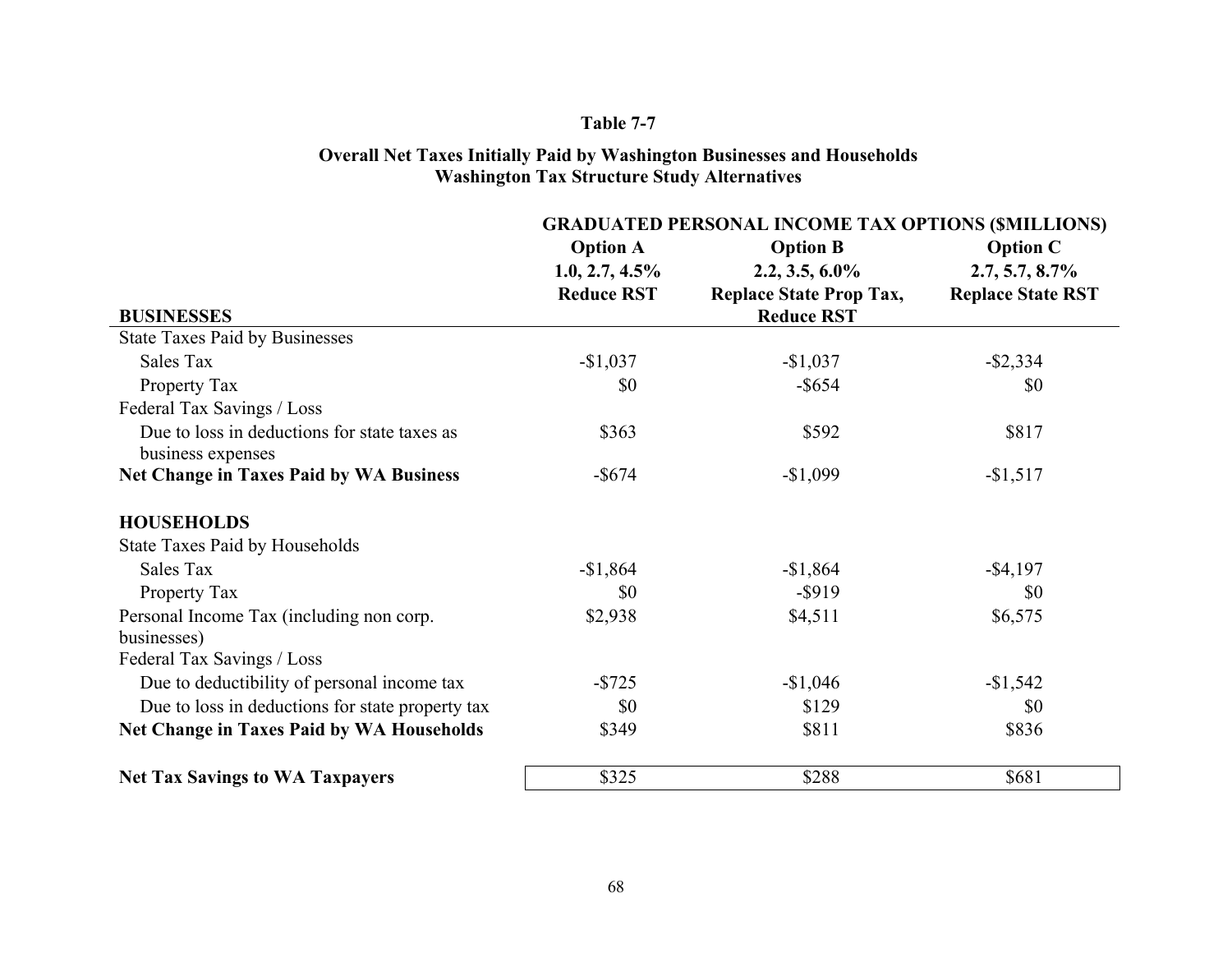**Table 7-7**

**Overall Net Taxes Initially Paid by Washington Businesses and Households**
**Washington Tax Structure Study Alternatives**

| | **GRADUATED PERSONAL INCOME TAX OPTIONS ($MILLIONS)** | | |
|---|---|---|---|
| | **Option A** | **Option B** | **Option C** |
| | **1.0, 2.7, 4.5%** | **2.2, 3.5, 6.0%** | **2.7, 5.7, 8.7%** |
| **BUSINESSES** | **Reduce RST** | **Replace State Prop Tax, Reduce RST** | **Replace State RST** |
| State Taxes Paid by Businesses | | | |
| Sales Tax | -$1,037 | -$1,037 | -$2,334 |
| Property Tax | $0 | -$654 | $0 |
| Federal Tax Savings / Loss | | | |
| Due to loss in deductions for state taxes as business expenses | $363 | $592 | $817 |
| **Net Change in Taxes Paid by WA Business** | -$674 | -$1,099 | -$1,517 |
| | | | |
| **HOUSEHOLDS** | | | |
| State Taxes Paid by Households | | | |
| Sales Tax | -$1,864 | -$1,864 | -$4,197 |
| Property Tax | $0 | -$919 | $0 |
| Personal Income Tax (including non corp. businesses) | $2,938 | $4,511 | $6,575 |
| Federal Tax Savings / Loss | | | |
| Due to deductibility of personal income tax | -$725 | -$1,046 | -$1,542 |
| Due to loss in deductions for state property tax | $0 | $129 | $0 |
| **Net Change in Taxes Paid by WA Households** | $349 | $811 | $836 |
| | | | |
| **Net Tax Savings to WA Taxpayers** | $325 | $288 | $681 |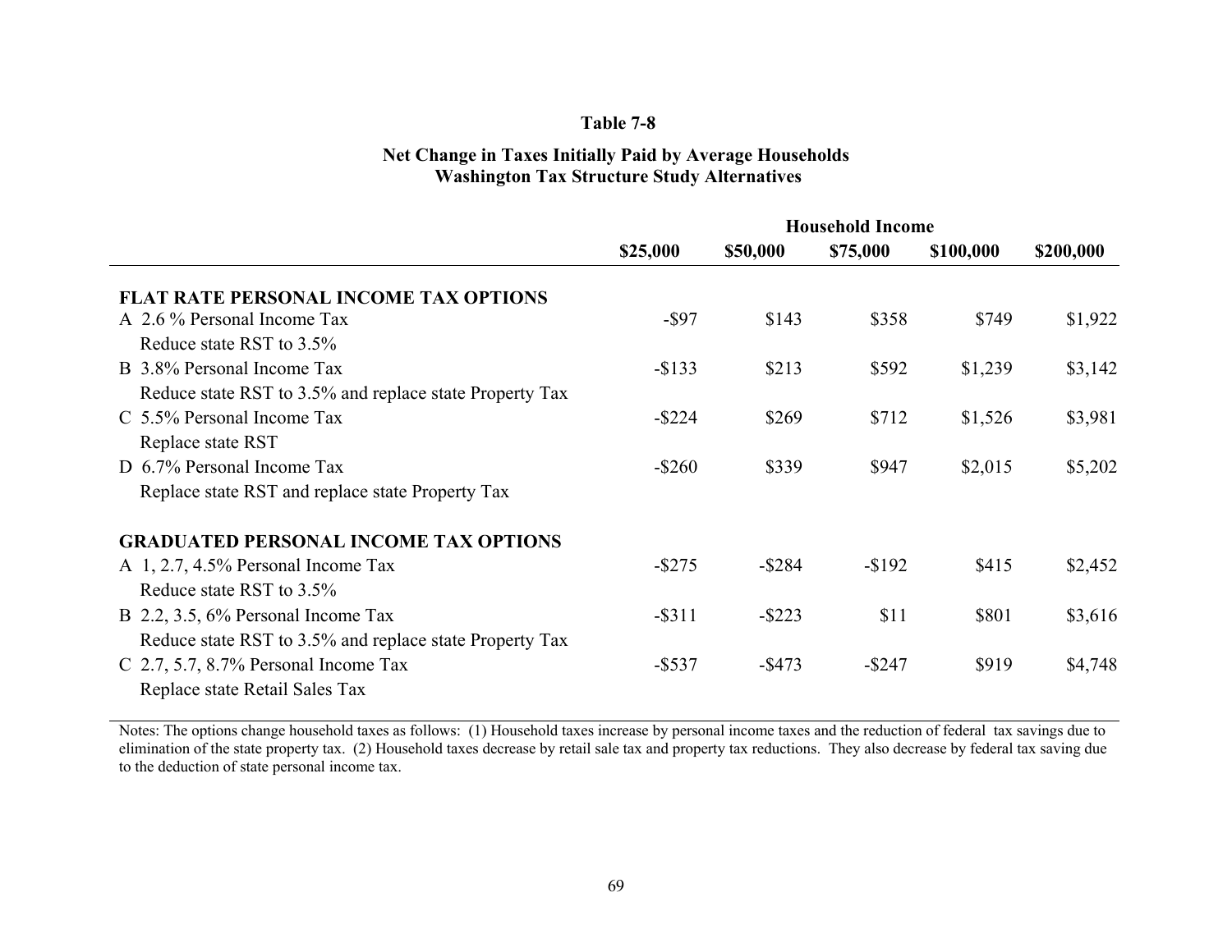**Table 7-8**

**Net Change in Taxes Initially Paid by Average Households**
**Washington Tax Structure Study Alternatives**

| | Household Income | | | | |
|---|---|---|---|---|---|
| | **\$25,000** | **\$50,000** | **\$75,000** | **\$100,000** | **\$200,000** |
| **FLAT RATE PERSONAL INCOME TAX OPTIONS** | | | | | |
| A 2.6 % Personal Income Tax<br>Reduce state RST to 3.5% | -\$97 | \$143 | \$358 | \$749 | \$1,922 |
| B 3.8% Personal Income Tax<br>Reduce state RST to 3.5% and replace state Property Tax | -\$133 | \$213 | \$592 | \$1,239 | \$3,142 |
| C 5.5% Personal Income Tax<br>Replace state RST | -\$224 | \$269 | \$712 | \$1,526 | \$3,981 |
| D 6.7% Personal Income Tax<br>Replace state RST and replace state Property Tax | -\$260 | \$339 | \$947 | \$2,015 | \$5,202 |
| **GRADUATED PERSONAL INCOME TAX OPTIONS** | | | | | |
| A 1, 2.7, 4.5% Personal Income Tax<br>Reduce state RST to 3.5% | -\$275 | -\$284 | -\$192 | \$415 | \$2,452 |
| B 2.2, 3.5, 6% Personal Income Tax<br>Reduce state RST to 3.5% and replace state Property Tax | -\$311 | -\$223 | \$11 | \$801 | \$3,616 |
| C 2.7, 5.7, 8.7% Personal Income Tax<br>Replace state Retail Sales Tax | -\$537 | -\$473 | -\$247 | \$919 | \$4,748 |

Notes: The options change household taxes as follows: (1) Household taxes increase by personal income taxes and the reduction of federal tax savings due to elimination of the state property tax. (2) Household taxes decrease by retail sale tax and property tax reductions. They also decrease by federal tax saving due to the deduction of state personal income tax.